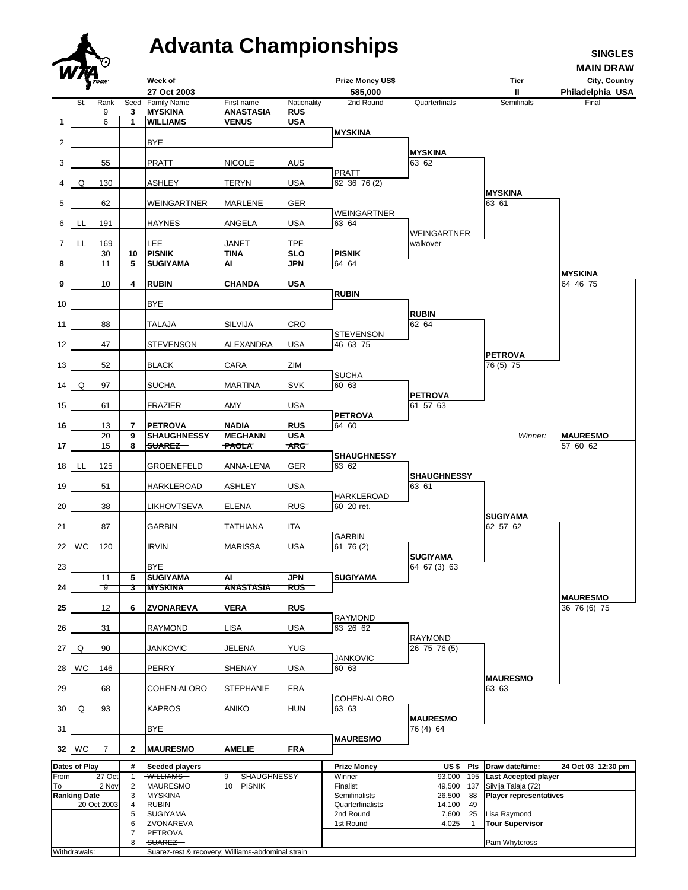# Advanta Championships

**SINGLES**
**MAIN DRAW**

| Week of | Prize Money US$ | Tier | City, Country |
|---|---|---|---|
| 27 Oct 2003 | 585,000 | II | Philadelphia USA |

| # | St. | Rank | Seed | Family Name | First name | Nationality | 2nd Round | Quarterfinals | Semifinals | Final |
|---|---|---|---|---|---|---|---|---|---|---|
| | | 9 | 3 | **MYSKINA** | **ANASTASIA** | **RUS** | | | | |
| 1 | | ~~6~~ | ~~1~~ | ~~WILLIAMS~~ | ~~VENUS~~ | ~~USA~~ | **MYSKINA** | | | |
| 2 | | | | BYE | | | | **MYSKINA** 63 62 | | |
| 3 | | 55 | | PRATT | NICOLE | AUS | PRATT 62 36 76 (2) | | | |
| 4 | Q | 130 | | ASHLEY | TERYN | USA | | | **MYSKINA** 63 61 | |
| 5 | | 62 | | WEINGARTNER | MARLENE | GER | WEINGARTNER 63 64 | | | |
| 6 | LL | 191 | | HAYNES | ANGELA | USA | | WEINGARTNER walkover | | |
| 7 | LL | 169 | | LEE | JANET | TPE | | | | |
| | | 30 | 10 | **PISNIK** | **TINA** | **SLO** | **PISNIK** 64 64 | | | |
| 8 | | ~~11~~ | ~~5~~ | ~~SUGIYAMA~~ | ~~AI~~ | ~~JPN~~ | | | | **MYSKINA** 64 46 75 |
| 9 | | 10 | 4 | **RUBIN** | **CHANDA** | **USA** | **RUBIN** | | | |
| 10 | | | | BYE | | | | **RUBIN** 62 64 | | |
| 11 | | 88 | | TALAJA | SILVIJA | CRO | STEVENSON 46 63 75 | | | |
| 12 | | 47 | | STEVENSON | ALEXANDRA | USA | | | **PETROVA** 76 (5) 75 | |
| 13 | | 52 | | BLACK | CARA | ZIM | SUCHA 60 63 | | | |
| 14 | Q | 97 | | SUCHA | MARTINA | SVK | | **PETROVA** 61 57 63 | | |
| 15 | | 61 | | FRAZIER | AMY | USA | **PETROVA** 64 60 | | | |
| 16 | | 13 | 7 | **PETROVA** | **NADIA** | **RUS** | | | | |
| | | 20 | 9 | **SHAUGHNESSY** | **MEGHANN** | **USA** | | | *Winner:* | **MAURESMO** 57 60 62 |
| 17 | | ~~15~~ | ~~8~~ | ~~SUAREZ~~ | ~~PAOLA~~ | ~~ARG~~ | **SHAUGHNESSY** 63 62 | | | |
| 18 | LL | 125 | | GROENEFELD | ANNA-LENA | GER | | **SHAUGHNESSY** 63 61 | | |
| 19 | | 51 | | HARKLEROAD | ASHLEY | USA | HARKLEROAD 60 20 ret. | | | |
| 20 | | 38 | | LIKHOVTSEVA | ELENA | RUS | | | **SUGIYAMA** 62 57 62 | |
| 21 | | 87 | | GARBIN | TATHIANA | ITA | GARBIN 61 76 (2) | | | |
| 22 | WC | 120 | | IRVIN | MARISSA | USA | | **SUGIYAMA** 64 67 (3) 63 | | |
| 23 | | | | BYE | | | | | | |
| | | 11 | 5 | **SUGIYAMA** | **AI** | **JPN** | **SUGIYAMA** | | | |
| 24 | | ~~9~~ | ~~3~~ | ~~MYSKINA~~ | ~~ANASTASIA~~ | ~~RUS~~ | | | | **MAURESMO** 36 76 (6) 75 |
| 25 | | 12 | 6 | **ZVONAREVA** | **VERA** | **RUS** | RAYMOND 63 26 62 | | | |
| 26 | | 31 | | RAYMOND | LISA | USA | | RAYMOND 26 75 76 (5) | | |
| 27 | Q | 90 | | JANKOVIC | JELENA | YUG | JANKOVIC 60 63 | | | |
| 28 | WC | 146 | | PERRY | SHENAY | USA | | | **MAURESMO** 63 63 | |
| 29 | | 68 | | COHEN-ALORO | STEPHANIE | FRA | COHEN-ALORO 63 63 | | | |
| 30 | Q | 93 | | KAPROS | ANIKO | HUN | | **MAURESMO** 76 (4) 64 | | |
| 31 | | | | BYE | | | **MAURESMO** | | | |
| 32 | WC | 7 | 2 | **MAURESMO** | **AMELIE** | **FRA** | | | | |

| Dates of Play | | # | Seeded players | # | Seeded players | Prize Money | US $ | Pts | Draw date/time: 24 Oct 03 12:30 pm |
|---|---|---|---|---|---|---|---|---|---|
| From | 27 Oct | 1 | ~~WILLIAMS~~ | 9 | SHAUGHNESSY | Winner | 93,000 | 195 | **Last Accepted player** |
| To | 2 Nov | 2 | MAURESMO | 10 | PISNIK | Finalist | 49,500 | 137 | Silvija Talaja (72) |
| **Ranking Date** | | 3 | MYSKINA | | | Semifinalists | 26,500 | 88 | **Player representatives** |
| | 20 Oct 2003 | 4 | RUBIN | | | Quarterfinalists | 14,100 | 49 | |
| | | 5 | SUGIYAMA | | | 2nd Round | 7,600 | 25 | Lisa Raymond |
| | | 6 | ZVONAREVA | | | 1st Round | 4,025 | 1 | **Tour Supervisor** |
| | | 7 | PETROVA | | | | | | |
| | | 8 | ~~SUAREZ~~ | | | | | | Pam Whytcross |

Withdrawals: Suarez-rest & recovery; Williams-abdominal strain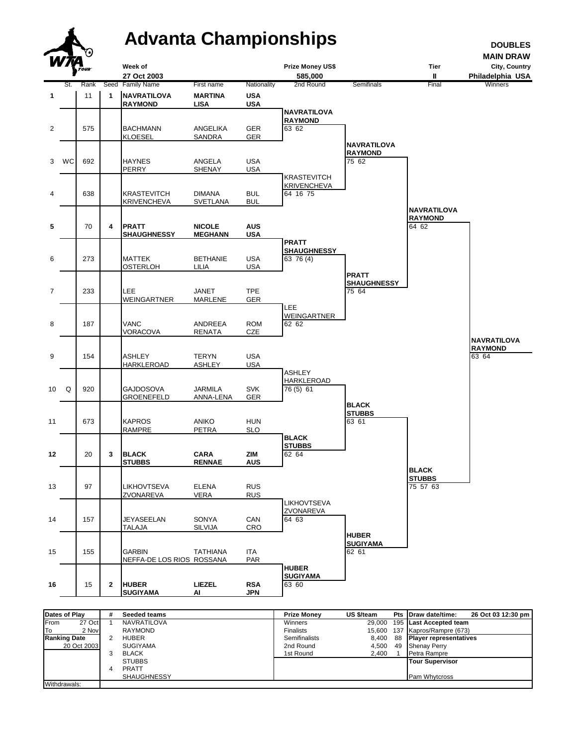# Advanta Championships

**DOUBLES**
**MAIN DRAW**

| Week of | Prize Money US$ | Tier | City, Country |
|---|---|---|---|
| 27 Oct 2003 | 585,000 | II | Philadelphia USA |

| # | St. | Rank | Seed | Family Name | First name | Nationality |
|---|---|---|---|---|---|---|
| 1 | | 11 | 1 | **NAVRATILOVA** / **RAYMOND** | **MARTINA** / **LISA** | **USA** / **USA** |
| 2 | | 575 | | BACHMANN / KLOESEL | ANGELIKA / SANDRA | GER / GER |
| 3 | WC | 692 | | HAYNES / PERRY | ANGELA / SHENAY | USA / USA |
| 4 | | 638 | | KRASTEVITCH / KRIVENCHEVA | DIMANA / SVETLANA | BUL / BUL |
| 5 | | 70 | 4 | **PRATT** / **SHAUGHNESSY** | **NICOLE** / **MEGHANN** | **AUS** / **USA** |
| 6 | | 273 | | MATTEK / OSTERLOH | BETHANIE / LILIA | USA / USA |
| 7 | | 233 | | LEE / WEINGARTNER | JANET / MARLENE | TPE / GER |
| 8 | | 187 | | VANC / VORACOVA | ANDREEA / RENATA | ROM / CZE |
| 9 | | 154 | | ASHLEY / HARKLEROAD | TERYN / ASHLEY | USA / USA |
| 10 | Q | 920 | | GAJDOSOVA / GROENEFELD | JARMILA / ANNA-LENA | SVK / GER |
| 11 | | 673 | | KAPROS / RAMPRE | ANIKO / PETRA | HUN / SLO |
| 12 | | 20 | 3 | **BLACK** / **STUBBS** | **CARA** / **RENNAE** | **ZIM** / **AUS** |
| 13 | | 97 | | LIKHOVTSEVA / ZVONAREVA | ELENA / VERA | RUS / RUS |
| 14 | | 157 | | JEYASEELAN / TALAJA | SONYA / SILVIJA | CAN / CRO |
| 15 | | 155 | | GARBIN / NEFFA-DE LOS RIOS | TATHIANA / ROSSANA | ITA / PAR |
| 16 | | 15 | 2 | **HUBER** / **SUGIYAMA** | **LIEZEL** / **AI** | **RSA** / **JPN** |

**2nd Round**
- NAVRATILOVA / RAYMOND 63 62
- KRASTEVITCH / KRIVENCHEVA 64 16 75
- PRATT / SHAUGHNESSY 63 76 (4)
- LEE / WEINGARTNER 62 62
- ASHLEY / HARKLEROAD 76 (5) 61
- BLACK / STUBBS 62 64
- LIKHOVTSEVA / ZVONAREVA 64 63
- HUBER / SUGIYAMA 63 60

**Semifinals**
- NAVRATILOVA / RAYMOND 75 62
- PRATT / SHAUGHNESSY 75 64
- BLACK / STUBBS 63 61
- HUBER / SUGIYAMA 62 61

**Final**
- NAVRATILOVA / RAYMOND 64 62
- BLACK / STUBBS 75 57 63

**Winners**
- NAVRATILOVA / RAYMOND 63 64

| Dates of Play | | # | Seeded teams | Prize Money | US $/team | Pts | Draw date/time: 26 Oct 03 12:30 pm |
|---|---|---|---|---|---|---|---|
| From | 27 Oct | 1 | NAVRATILOVA | Winners | 29,000 | 195 | **Last Accepted team** |
| To | 2 Nov | | RAYMOND | Finalists | 15,600 | 137 | Kapros/Rampre (673) |
| **Ranking Date** | | 2 | HUBER | Semifinalists | 8,400 | 88 | **Player representatives** |
| 20 Oct 2003 | | | SUGIYAMA | 2nd Round | 4,500 | 49 | Shenay Perry |
| | | 3 | BLACK | 1st Round | 2,400 | 1 | Petra Rampre |
| | | | STUBBS | | | | **Tour Supervisor** |
| | | 4 | PRATT | | | | |
| | | | SHAUGHNESSY | | | | Pam Whytcross |
| Withdrawals: | | | | | | | |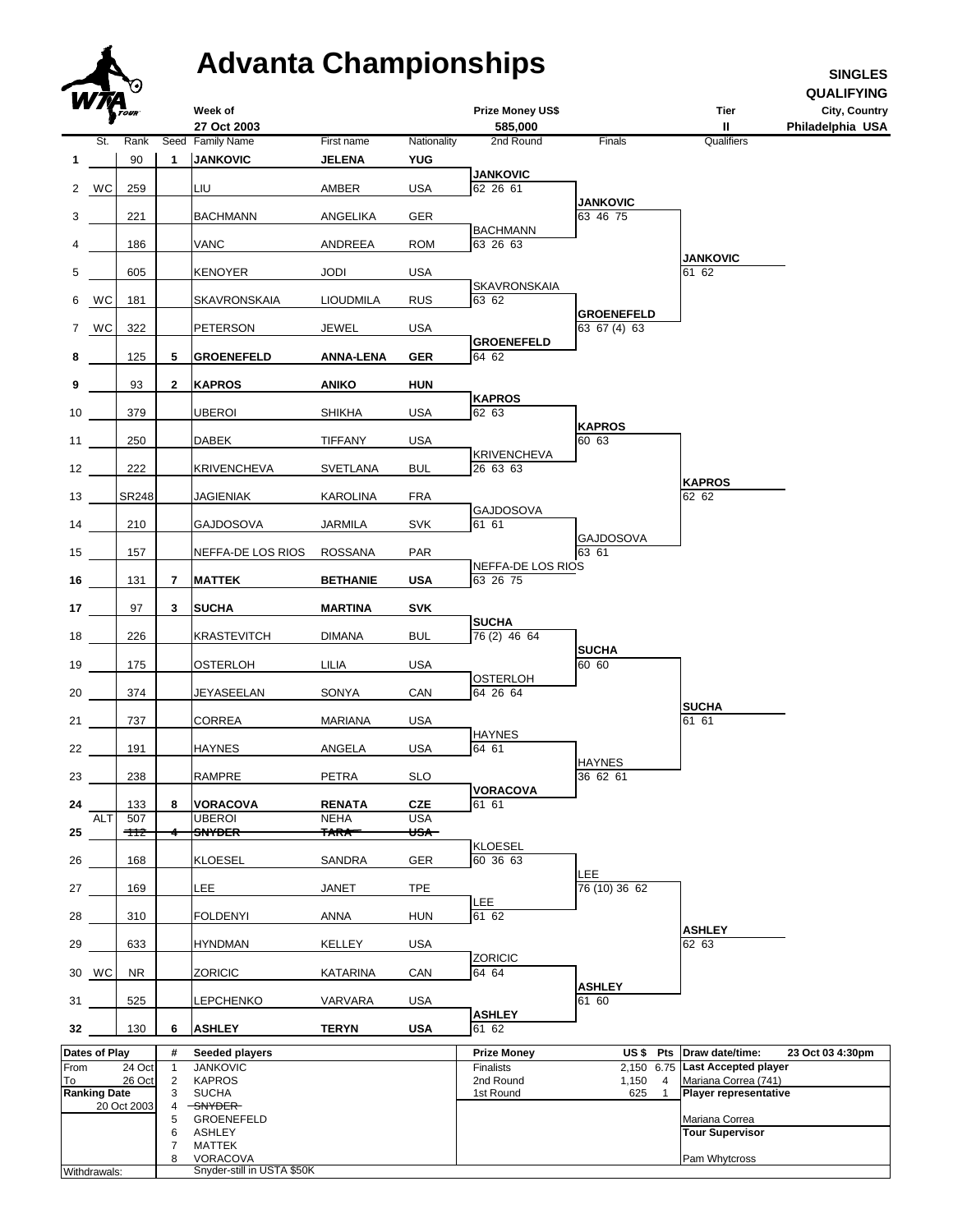# Advanta Championships

**SINGLES QUALIFYING**

| Week of | Prize Money US$ | Tier | City, Country |
|---|---|---|---|
| 27 Oct 2003 | 585,000 | II | Philadelphia USA |

| # | St. | Rank | Seed | Family Name | First name | Nationality | 2nd Round | Finals | Qualifiers |
|---|---|---|---|---|---|---|---|---|---|
| **1** | | 90 | **1** | **JANKOVIC** | **JELENA** | **YUG** | | | |
| 2 | WC | 259 | | LIU | AMBER | USA | **JANKOVIC** 62 26 61 | | |
| 3 | | 221 | | BACHMANN | ANGELIKA | GER | | **JANKOVIC** 63 46 75 | |
| 4 | | 186 | | VANC | ANDREEA | ROM | BACHMANN 63 26 63 | | |
| 5 | | 605 | | KENOYER | JODI | USA | | | **JANKOVIC** 61 62 |
| 6 | WC | 181 | | SKAVRONSKAIA | LIOUDMILA | RUS | SKAVRONSKAIA 63 62 | | |
| 7 | WC | 322 | | PETERSON | JEWEL | USA | | **GROENEFELD** 63 67 (4) 63 | |
| **8** | | 125 | **5** | **GROENEFELD** | **ANNA-LENA** | **GER** | **GROENEFELD** 64 62 | | |
| **9** | | 93 | **2** | **KAPROS** | **ANIKO** | **HUN** | | | |
| 10 | | 379 | | UBEROI | SHIKHA | USA | **KAPROS** 62 63 | | |
| 11 | | 250 | | DABEK | TIFFANY | USA | | **KAPROS** 60 63 | |
| 12 | | 222 | | KRIVENCHEVA | SVETLANA | BUL | KRIVENCHEVA 26 63 63 | | |
| 13 | | SR248 | | JAGIENIAK | KAROLINA | FRA | | | **KAPROS** 62 62 |
| 14 | | 210 | | GAJDOSOVA | JARMILA | SVK | GAJDOSOVA 61 61 | | |
| 15 | | 157 | | NEFFA-DE LOS RIOS | ROSSANA | PAR | | GAJDOSOVA 63 61 | |
| **16** | | 131 | **7** | **MATTEK** | **BETHANIE** | **USA** | NEFFA-DE LOS RIOS 63 26 75 | | |
| **17** | | 97 | **3** | **SUCHA** | **MARTINA** | **SVK** | | | |
| 18 | | 226 | | KRASTEVITCH | DIMANA | BUL | **SUCHA** 76 (2) 46 64 | | |
| 19 | | 175 | | OSTERLOH | LILIA | USA | | **SUCHA** 60 60 | |
| 20 | | 374 | | JEYASEELAN | SONYA | CAN | OSTERLOH 64 26 64 | | |
| 21 | | 737 | | CORREA | MARIANA | USA | | | **SUCHA** 61 61 |
| 22 | | 191 | | HAYNES | ANGELA | USA | HAYNES 64 61 | | |
| 23 | | 238 | | RAMPRE | PETRA | SLO | | HAYNES 36 62 61 | |
| **24** | | 133 | **8** | **VORACOVA** | **RENATA** | **CZE** | **VORACOVA** 61 61 | | |
| **25** | ALT | 507 ~~112~~ | ~~4~~ | UBEROI ~~SNYDER~~ | NEHA ~~TARA~~ | USA ~~USA~~ | | | |
| 26 | | 168 | | KLOESEL | SANDRA | GER | KLOESEL 60 36 63 | | |
| 27 | | 169 | | LEE | JANET | TPE | | LEE 76 (10) 36 62 | |
| 28 | | 310 | | FOLDENYI | ANNA | HUN | LEE 61 62 | | |
| 29 | | 633 | | HYNDMAN | KELLEY | USA | | | **ASHLEY** 62 63 |
| 30 | WC | NR | | ZORICIC | KATARINA | CAN | ZORICIC 64 64 | | |
| 31 | | 525 | | LEPCHENKO | VARVARA | USA | | **ASHLEY** 61 60 | |
| **32** | | 130 | **6** | **ASHLEY** | **TERYN** | **USA** | **ASHLEY** 61 62 | | |

| Dates of Play | | # | Seeded players | Prize Money | US $ | Pts | Draw date/time: 23 Oct 03 4:30pm |
|---|---|---|---|---|---|---|---|
| From | 24 Oct | 1 | JANKOVIC | Finalists | 2,150 | 6.75 | **Last Accepted player** |
| To | 26 Oct | 2 | KAPROS | 2nd Round | 1,150 | 4 | Mariana Correa (741) |
| **Ranking Date** | | 3 | SUCHA | 1st Round | 625 | 1 | **Player representative** |
| 20 Oct 2003 | | 4 | ~~SNYDER~~ | | | | |
| | | 5 | GROENEFELD | | | | Mariana Correa |
| | | 6 | ASHLEY | | | | **Tour Supervisor** |
| | | 7 | MATTEK | | | | |
| | | 8 | VORACOVA | | | | Pam Whytcross |
| Withdrawals: | | | Snyder-still in USTA $50K | | | | |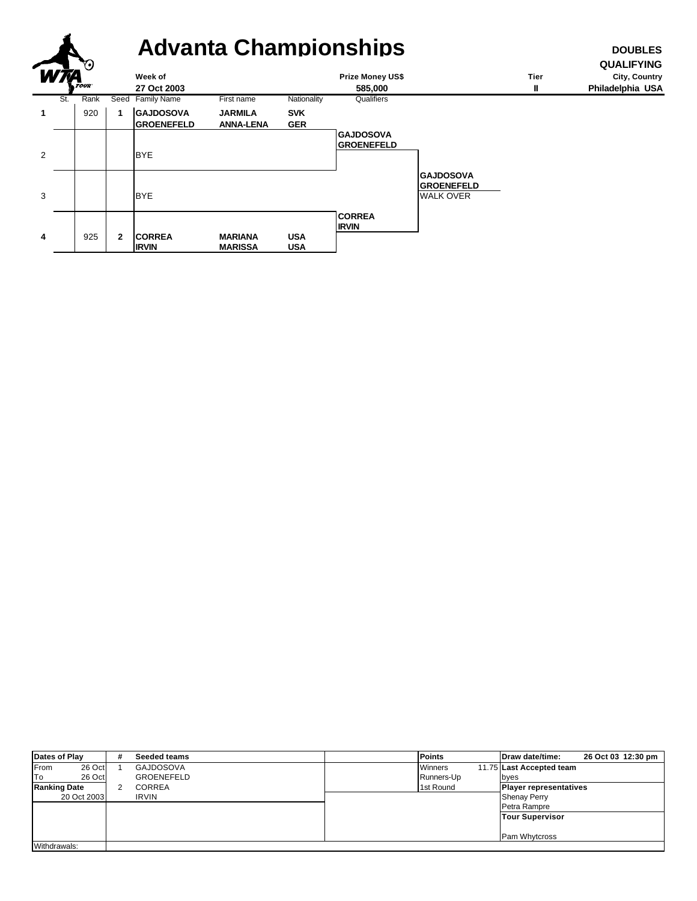# Advanta Championships

**DOUBLES**
**QUALIFYING**

| Week of | Prize Money US$ | Tier | City, Country |
|---|---|---|---|
| 27 Oct 2003 | 585,000 | II | Philadelphia USA |

| | St. | Rank | Seed | Family Name | First name | Nationality | Qualifiers | |
|---|---|---|---|---|---|---|---|---|
| 1 | | 920 | 1 | GAJDOSOVA | JARMILA | SVK | | |
| | | | | GROENEFELD | ANNA-LENA | GER | | |
| | | | | | | | GAJDOSOVA / GROENEFELD | |
| 2 | | | | BYE | | | | |
| | | | | | | | | GAJDOSOVA / GROENEFELD |
| 3 | | | | BYE | | | | WALK OVER |
| | | | | | | | CORREA / IRVIN | |
| 4 | | 925 | 2 | CORREA | MARIANA | USA | | |
| | | | | IRVIN | MARISSA | USA | | |

| Dates of Play | | # | Seeded teams | Points | | Draw date/time: | 26 Oct 03 12:30 pm |
|---|---|---|---|---|---|---|---|
| From | 26 Oct | 1 | GAJDOSOVA | Winners | 11.75 | Last Accepted team | |
| To | 26 Oct | | GROENEFELD | Runners-Up | | byes | |
| Ranking Date | | 2 | CORREA | 1st Round | | Player representatives | |
| 20 Oct 2003 | | | IRVIN | | | Shenay Perry | |
| | | | | | | Petra Rampre | |
| | | | | | | Tour Supervisor | |
| | | | | | | Pam Whytcross | |
| Withdrawals: | | | | | | | |